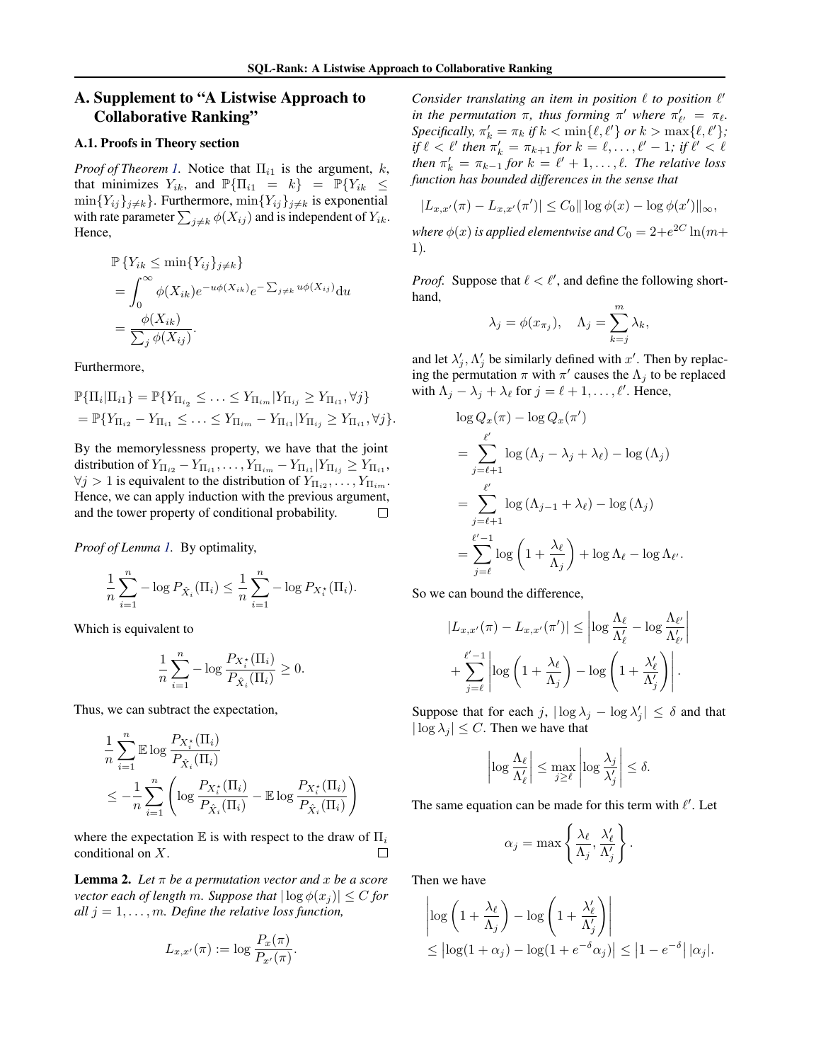# A. Supplement to "A Listwise Approach to Collaborative Ranking"

## A.1. Proofs in Theory section

*Proof of Theorem 1.* Notice that $\Pi_{i1}$ is the argument, $k$, that minimizes $Y_{ik}$, and $\mathbb{P}\{\Pi_{i1} = k\} = \mathbb{P}\{Y_{ik} \leq \min\{Y_{ij}\}_{j\neq k}\}$. Furthermore, $\min\{Y_{ij}\}_{j\neq k}$ is exponential with rate parameter $\sum_{j\neq k}\phi(X_{ij})$ and is independent of $Y_{ik}$. Hence,

$$
\begin{aligned}
&\mathbb{P}\left\{Y_{ik} \leq \min\{Y_{ij}\}_{j\neq k}\right\} \\
&= \int_0^\infty \phi(X_{ik}) e^{-u\phi(X_{ik})} e^{-\sum_{j\neq k} u\phi(X_{ij})} \mathrm{d}u \\
&= \frac{\phi(X_{ik})}{\sum_j \phi(X_{ij})}.
\end{aligned}
$$

Furthermore,

$$
\begin{aligned}
&\mathbb{P}\{\Pi_i | \Pi_{i1}\} = \mathbb{P}\{Y_{\Pi_{i2}} \leq \ldots \leq Y_{\Pi_{im}} | Y_{\Pi_{ij}} \geq Y_{\Pi_{i1}}, \forall j\} \\
&= \mathbb{P}\{Y_{\Pi_{i2}} - Y_{\Pi_{i1}} \leq \ldots \leq Y_{\Pi_{im}} - Y_{\Pi_{i1}} | Y_{\Pi_{ij}} \geq Y_{\Pi_{i1}}, \forall j\}.
\end{aligned}
$$

By the memorylessness property, we have that the joint distribution of $Y_{\Pi_{i2}} - Y_{\Pi_{i1}}, \ldots, Y_{\Pi_{im}} - Y_{\Pi_{i1}} | Y_{\Pi_{ij}} \geq Y_{\Pi_{i1}}$, $\forall j > 1$ is equivalent to the distribution of $Y_{\Pi_{i2}}, \ldots, Y_{\Pi_{im}}$. Hence, we can apply induction with the previous argument, and the tower property of conditional probability. □

*Proof of Lemma 1.* By optimality,

$$
\frac{1}{n}\sum_{i=1}^n -\log P_{\hat{X}_i}(\Pi_i) \leq \frac{1}{n}\sum_{i=1}^n -\log P_{X_i^\star}(\Pi_i).
$$

Which is equivalent to

$$
\frac{1}{n}\sum_{i=1}^n -\log \frac{P_{X_i^\star}(\Pi_i)}{P_{\hat{X}_i}(\Pi_i)} \geq 0.
$$

Thus, we can subtract the expectation,

$$
\begin{aligned}
&\frac{1}{n}\sum_{i=1}^n \mathbb{E}\log\frac{P_{X_i^\star}(\Pi_i)}{P_{\hat{X}_i}(\Pi_i)} \\
&\leq -\frac{1}{n}\sum_{i=1}^n \left(\log\frac{P_{X_i^\star}(\Pi_i)}{P_{\hat{X}_i}(\Pi_i)} - \mathbb{E}\log\frac{P_{X_i^\star}(\Pi_i)}{P_{\hat{X}_i}(\Pi_i)}\right)
\end{aligned}
$$

where the expectation $\mathbb{E}$ is with respect to the draw of $\Pi_i$ conditional on $X$. □

**Lemma 2.** *Let $\pi$ be a permutation vector and $x$ be a score vector each of length $m$. Suppose that $|\log\phi(x_j)| \leq C$ for all $j = 1, \ldots, m$. Define the relative loss function,*

$$
L_{x,x'}(\pi) := \log\frac{P_x(\pi)}{P_{x'}(\pi)}.
$$

*Consider translating an item in position $\ell$ to position $\ell'$ in the permutation $\pi$, thus forming $\pi'$ where $\pi'_{\ell'} = \pi_\ell$. Specifically, $\pi'_k = \pi_k$ if $k < \min\{\ell, \ell'\}$ or $k > \max\{\ell, \ell'\}$; if $\ell < \ell'$ then $\pi'_k = \pi_{k+1}$ for $k = \ell, \ldots, \ell' - 1$; if $\ell' < \ell$ then $\pi'_k = \pi_{k-1}$ for $k = \ell' + 1, \ldots, \ell$. The relative loss function has bounded differences in the sense that*

$$
|L_{x,x'}(\pi) - L_{x,x'}(\pi')| \leq C_0 \|\log\phi(x) - \log\phi(x')\|_\infty,
$$

*where $\phi(x)$ is applied elementwise and $C_0 = 2 + e^{2C}\ln(m + 1)$.*

*Proof.* Suppose that $\ell < \ell'$, and define the following shorthand,

$$
\lambda_j = \phi(x_{\pi_j}), \quad \Lambda_j = \sum_{k=j}^m \lambda_k,
$$

and let $\lambda'_j, \Lambda'_j$ be similarly defined with $x'$. Then by replacing the permutation $\pi$ with $\pi'$ causes the $\Lambda_j$ to be replaced with $\Lambda_j - \lambda_j + \lambda_\ell$ for $j = \ell + 1, \ldots, \ell'$. Hence,

$$
\begin{aligned}
&\log Q_x(\pi) - \log Q_x(\pi') \\
&= \sum_{j=\ell+1}^{\ell'} \log(\Lambda_j - \lambda_j + \lambda_\ell) - \log(\Lambda_j) \\
&= \sum_{j=\ell+1}^{\ell'} \log(\Lambda_{j-1} + \lambda_\ell) - \log(\Lambda_j) \\
&= \sum_{j=\ell}^{\ell'-1} \log\left(1 + \frac{\lambda_\ell}{\Lambda_j}\right) + \log\Lambda_\ell - \log\Lambda_{\ell'}.
\end{aligned}
$$

So we can bound the difference,

$$
\begin{aligned}
|L_{x,x'}(\pi) - L_{x,x'}(\pi')| &\leq \left|\log\frac{\Lambda_\ell}{\Lambda'_\ell} - \log\frac{\Lambda_{\ell'}}{\Lambda'_{\ell'}}\right| \\
&+ \sum_{j=\ell}^{\ell'-1}\left|\log\left(1 + \frac{\lambda_\ell}{\Lambda_j}\right) - \log\left(1 + \frac{\lambda'_\ell}{\Lambda'_j}\right)\right|.
\end{aligned}
$$

Suppose that for each $j$, $|\log\lambda_j - \log\lambda'_j| \leq \delta$ and that $|\log\lambda_j| \leq C$. Then we have that

$$
\left|\log\frac{\Lambda_\ell}{\Lambda'_\ell}\right| \leq \max_{j\geq\ell}\left|\log\frac{\lambda_j}{\lambda'_j}\right| \leq \delta.
$$

The same equation can be made for this term with $\ell'$. Let

$$
\alpha_j = \max\left\{\frac{\lambda_\ell}{\Lambda_j}, \frac{\lambda'_\ell}{\Lambda'_j}\right\}.
$$

Then we have

$$
\begin{aligned}
&\left|\log\left(1 + \frac{\lambda_\ell}{\Lambda_j}\right) - \log\left(1 + \frac{\lambda'_\ell}{\Lambda'_j}\right)\right| \\
&\leq \left|\log(1 + \alpha_j) - \log(1 + e^{-\delta}\alpha_j)\right| \leq \left|1 - e^{-\delta}\right| |\alpha_j|.
\end{aligned}
$$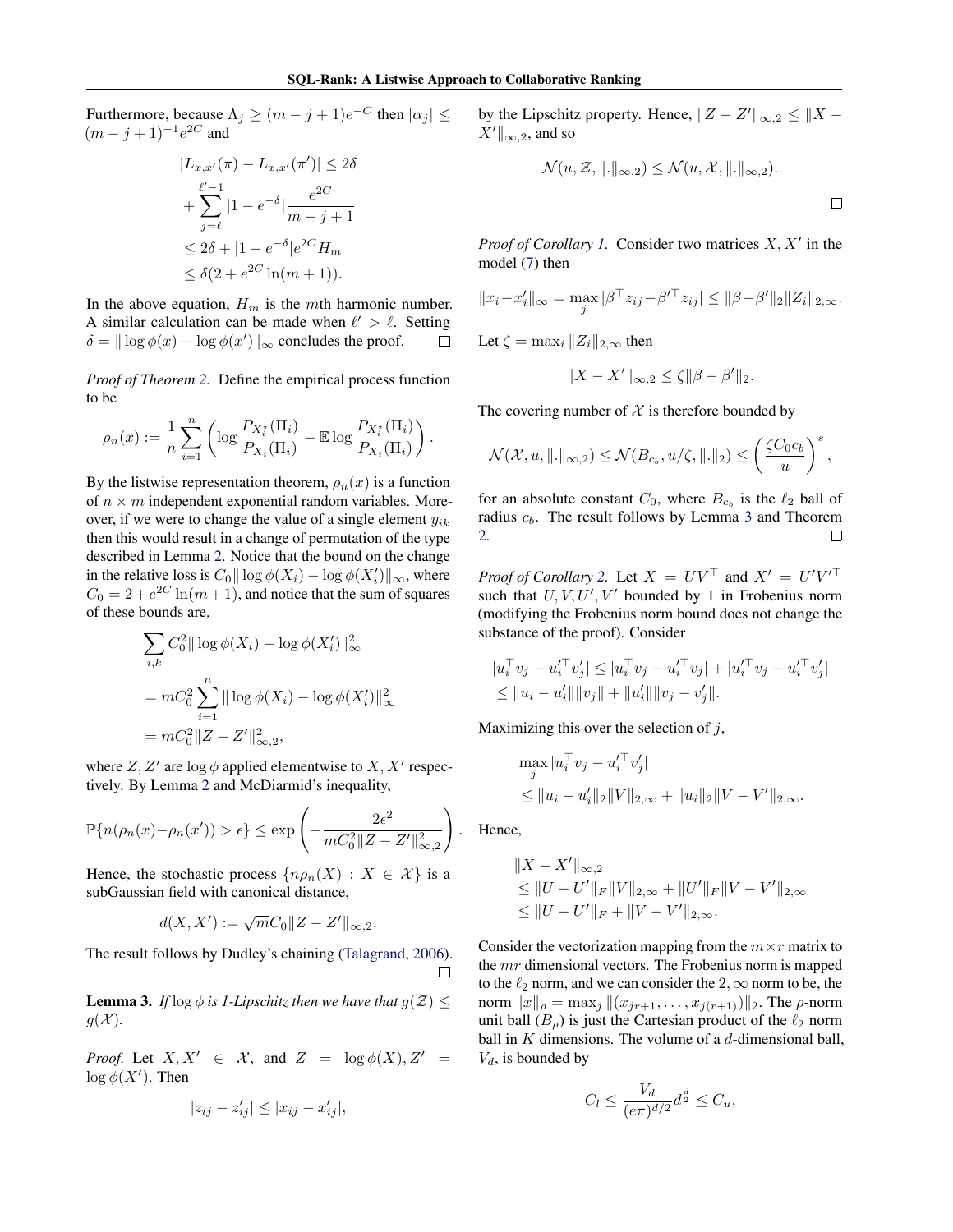Furthermore, because $\Lambda_j \geq (m-j+1)e^{-C}$ then $|\alpha_j| \leq (m-j+1)^{-1}e^{2C}$ and

$$
\begin{aligned}
|L_{x,x'}(\pi) - L_{x,x'}(\pi')| &\leq 2\delta \\
&+ \sum_{j=\ell}^{\ell'-1} |1-e^{-\delta}| \frac{e^{2C}}{m-j+1} \\
&\leq 2\delta + |1-e^{-\delta}| e^{2C} H_m \\
&\leq \delta(2 + e^{2C}\ln(m+1)).
\end{aligned}
$$

In the above equation, $H_m$ is the $m$th harmonic number. A similar calculation can be made when $\ell' > \ell$. Setting $\delta = \|\log\phi(x) - \log\phi(x')\|_\infty$ concludes the proof. □

*Proof of Theorem 2.* Define the empirical process function to be

$$
\rho_n(x) := \frac{1}{n}\sum_{i=1}^n \left( \log \frac{P_{X_i^\star}(\Pi_i)}{P_{X_i}(\Pi_i)} - \mathbb{E}\log \frac{P_{X_i^\star}(\Pi_i)}{P_{X_i}(\Pi_i)} \right).
$$

By the listwise representation theorem, $\rho_n(x)$ is a function of $n \times m$ independent exponential random variables. Moreover, if we were to change the value of a single element $y_{ik}$ then this would result in a change of permutation of the type described in Lemma 2. Notice that the bound on the change in the relative loss is $C_0\|\log\phi(X_i) - \log\phi(X_i')\|_\infty$, where $C_0 = 2 + e^{2C}\ln(m+1)$, and notice that the sum of squares of these bounds are,

$$
\begin{aligned}
&\sum_{i,k} C_0^2 \|\log\phi(X_i) - \log\phi(X_i')\|_\infty^2 \\
&= mC_0^2 \sum_{i=1}^n \|\log\phi(X_i) - \log\phi(X_i')\|_\infty^2 \\
&= mC_0^2 \|Z - Z'\|_{\infty,2}^2,
\end{aligned}
$$

where $Z, Z'$ are $\log\phi$ applied elementwise to $X, X'$ respectively. By Lemma 2 and McDiarmid's inequality,

$$
\mathbb{P}\{n(\rho_n(x) - \rho_n(x')) > \epsilon\} \leq \exp\left( -\frac{2\epsilon^2}{mC_0^2\|Z - Z'\|_{\infty,2}^2} \right).
$$

Hence, the stochastic process $\{n\rho_n(X) : X \in \mathcal{X}\}$ is a subGaussian field with canonical distance,

$$
d(X, X') := \sqrt{m} C_0 \|Z - Z'\|_{\infty,2}.
$$

The result follows by Dudley's chaining (Talagrand, 2006). □

**Lemma 3.** *If $\log\phi$ is 1-Lipschitz then we have that $g(\mathcal{Z}) \leq g(\mathcal{X})$.*

*Proof.* Let $X, X' \in \mathcal{X}$, and $Z = \log\phi(X), Z' = \log\phi(X')$. Then

$$
|z_{ij} - z'_{ij}| \leq |x_{ij} - x'_{ij}|,
$$

by the Lipschitz property. Hence, $\|Z - Z'\|_{\infty,2} \leq \|X - X'\|_{\infty,2}$, and so

$$
\mathcal{N}(u, \mathcal{Z}, \|.\|_{\infty,2}) \leq \mathcal{N}(u, \mathcal{X}, \|.\|_{\infty,2}).
$$

□

*Proof of Corollary 1.* Consider two matrices $X, X'$ in the model (7) then

$$
\|x_i - x_i'\|_\infty = \max_j |\beta^\top z_{ij} - \beta'^\top z_{ij}| \leq \|\beta - \beta'\|_2 \|Z_i\|_{2,\infty}.
$$

Let $\zeta = \max_i \|Z_i\|_{2,\infty}$ then

$$
\|X - X'\|_{\infty,2} \leq \zeta\|\beta - \beta'\|_2.
$$

The covering number of $\mathcal{X}$ is therefore bounded by

$$
\mathcal{N}(\mathcal{X}, u, \|.\|_{\infty,2}) \leq \mathcal{N}(B_{c_b}, u/\zeta, \|.\|_2) \leq \left(\frac{\zeta C_0 c_b}{u}\right)^s,
$$

for an absolute constant $C_0$, where $B_{c_b}$ is the $\ell_2$ ball of radius $c_b$. The result follows by Lemma 3 and Theorem 2. □

*Proof of Corollary 2.* Let $X = UV^\top$ and $X' = U'V'^\top$ such that $U, V, U', V'$ bounded by 1 in Frobenius norm (modifying the Frobenius norm bound does not change the substance of the proof). Consider

$$
\begin{aligned}
&|u_i^\top v_j - u_i'^\top v_j'| \leq |u_i^\top v_j - u_i'^\top v_j| + |u_i'^\top v_j - u_i'^\top v_j'| \\
&\leq \|u_i - u_i'\|\|v_j\| + \|u_i'\|\|v_j - v_j'\|.
\end{aligned}
$$

Maximizing this over the selection of $j$,

$$
\begin{aligned}
&\max_j |u_i^\top v_j - u_i'^\top v_j'| \\
&\leq \|u_i - u_i'\|_2 \|V\|_{2,\infty} + \|u_i\|_2 \|V - V'\|_{2,\infty}.
\end{aligned}
$$

Hence,

$$
\begin{aligned}
&\|X - X'\|_{\infty,2} \\
&\leq \|U - U'\|_F \|V\|_{2,\infty} + \|U'\|_F \|V - V'\|_{2,\infty} \\
&\leq \|U - U'\|_F + \|V - V'\|_{2,\infty}.
\end{aligned}
$$

Consider the vectorization mapping from the $m \times r$ matrix to the $mr$ dimensional vectors. The Frobenius norm is mapped to the $\ell_2$ norm, and we can consider the $2,\infty$ norm to be, the norm $\|x\|_\rho = \max_j \|(x_{jr+1}, \ldots, x_{j(r+1)})\|_2$. The $\rho$-norm unit ball ($B_\rho$) is just the Cartesian product of the $\ell_2$ norm ball in $K$ dimensions. The volume of a $d$-dimensional ball, $V_d$, is bounded by

$$
C_l \leq \frac{V_d}{(e\pi)^{d/2}} d^{\frac{d}{2}} \leq C_u,
$$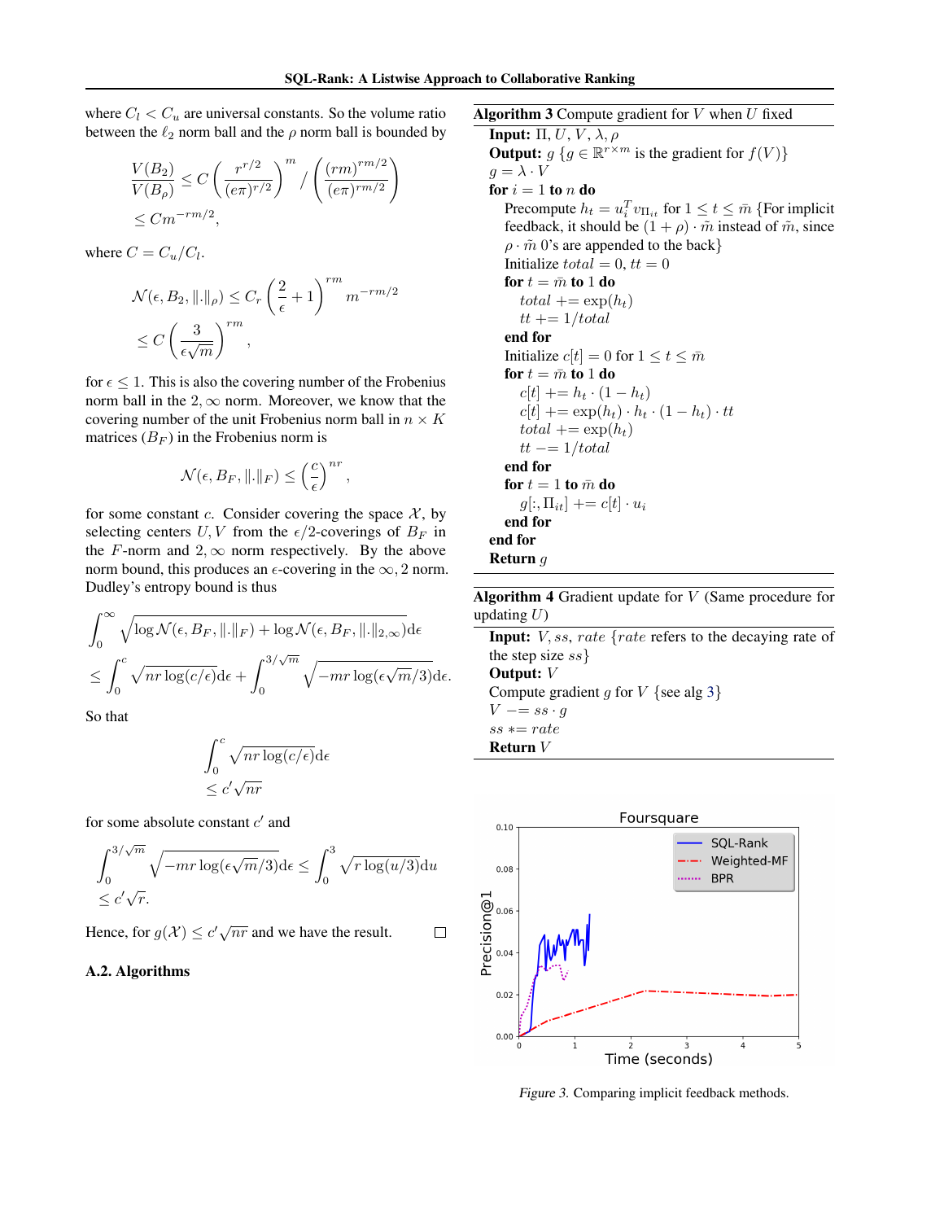where $C_l < C_u$ are universal constants. So the volume ratio between the $\ell_2$ norm ball and the $\rho$ norm ball is bounded by

$$\frac{V(B_2)}{V(B_\rho)} \leq C \left( \frac{r^{r/2}}{(e\pi)^{r/2}} \right)^m / \left( \frac{(rm)^{rm/2}}{(e\pi)^{rm/2}} \right)$$
$$\leq C m^{-rm/2},$$

where $C = C_u / C_l$.

$$\mathcal{N}(\epsilon, B_2, \|.\|_\rho) \leq C_r \left( \frac{2}{\epsilon} + 1 \right)^{rm} m^{-rm/2}$$
$$\leq C \left( \frac{3}{\epsilon \sqrt{m}} \right)^{rm},$$

for $\epsilon \leq 1$. This is also the covering number of the Frobenius norm ball in the $2, \infty$ norm. Moreover, we know that the covering number of the unit Frobenius norm ball in $n \times K$ matrices ($B_F$) in the Frobenius norm is

$$\mathcal{N}(\epsilon, B_F, \|.\|_F) \leq \left( \frac{c}{\epsilon} \right)^{nr},$$

for some constant $c$. Consider covering the space $\mathcal{X}$, by selecting centers $U, V$ from the $\epsilon/2$-coverings of $B_F$ in the $F$-norm and $2, \infty$ norm respectively. By the above norm bound, this produces an $\epsilon$-covering in the $\infty, 2$ norm. Dudley's entropy bound is thus

$$\int_0^\infty \sqrt{\log \mathcal{N}(\epsilon, B_F, \|.\|_F) + \log \mathcal{N}(\epsilon, B_F, \|.\|_{2,\infty})} \mathrm{d}\epsilon$$
$$\leq \int_0^c \sqrt{nr \log(c/\epsilon)} \mathrm{d}\epsilon + \int_0^{3/\sqrt{m}} \sqrt{-mr \log(\epsilon \sqrt{m}/3)} \mathrm{d}\epsilon.$$

So that

$$\int_0^c \sqrt{nr \log(c/\epsilon)} \mathrm{d}\epsilon$$
$$\leq c' \sqrt{nr}$$

for some absolute constant $c'$ and

$$\int_0^{3/\sqrt{m}} \sqrt{-mr \log(\epsilon \sqrt{m}/3)} \mathrm{d}\epsilon \leq \int_0^3 \sqrt{r \log(u/3)} \mathrm{d}u$$
$$\leq c' \sqrt{r}.$$

Hence, for $g(\mathcal{X}) \leq c' \sqrt{nr}$ and we have the result. □

### A.2. Algorithms

**Algorithm 3** Compute gradient for $V$ when $U$ fixed

**Input:** $\Pi, U, V, \lambda, \rho$
**Output:** $g$ {$g \in \mathbb{R}^{r \times m}$ is the gradient for $f(V)$}
$g = \lambda \cdot V$
**for** $i = 1$ **to** $n$ **do**
  Precompute $h_t = u_i^T v_{\Pi_{it}}$ for $1 \leq t \leq \bar{m}$ {For implicit feedback, it should be $(1 + \rho) \cdot \tilde{m}$ instead of $\tilde{m}$, since $\rho \cdot \tilde{m}$ 0's are appended to the back}
  Initialize $total = 0$, $tt = 0$
  **for** $t = \bar{m}$ **to** 1 **do**
    $total$ += $\exp(h_t)$
    $tt$ += $1/total$
  **end for**
  Initialize $c[t] = 0$ for $1 \leq t \leq \bar{m}$
  **for** $t = \bar{m}$ **to** 1 **do**
    $c[t]$ += $h_t \cdot (1 - h_t)$
    $c[t]$ += $\exp(h_t) \cdot h_t \cdot (1 - h_t) \cdot tt$
    $total$ += $\exp(h_t)$
    $tt$ −= $1/total$
  **end for**
  **for** $t = 1$ **to** $\bar{m}$ **do**
    $g[:, \Pi_{it}]$ += $c[t] \cdot u_i$
  **end for**
**end for**
**Return** $g$

**Algorithm 4** Gradient update for $V$ (Same procedure for updating $U$)

**Input:** $V, ss, rate$ {$rate$ refers to the decaying rate of the step size $ss$}
**Output:** $V$
Compute gradient $g$ for $V$ {see alg 3}
$V$ −= $ss \cdot g$
$ss$ ∗= $rate$
**Return** $V$

Figure 3. Comparing implicit feedback methods.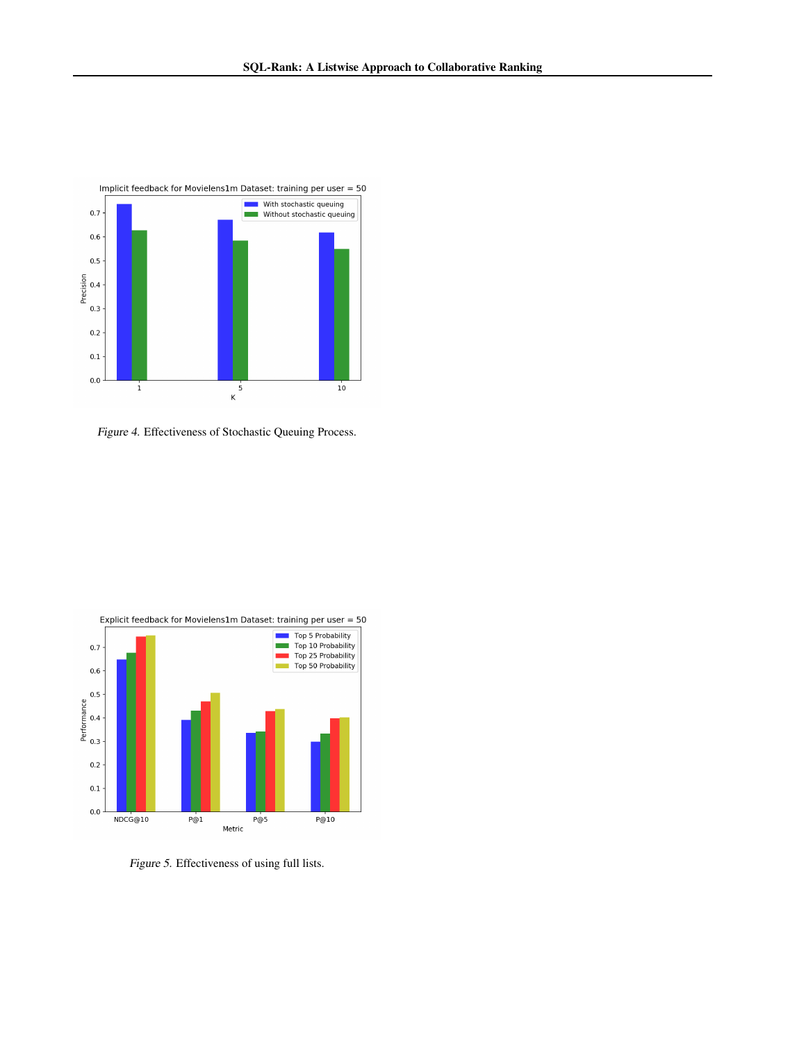Implicit feedback for Movielens1m Dataset: training per user = 50

With stochastic queuing
Without stochastic queuing

Precision

0.0
0.1
0.2
0.3
0.4
0.5
0.6
0.7

1
5
10
K

*Figure 4.* Effectiveness of Stochastic Queuing Process.

Explicit feedback for Movielens1m Dataset: training per user = 50

Top 5 Probability
Top 10 Probability
Top 25 Probability
Top 50 Probability

Performance

0.0
0.1
0.2
0.3
0.4
0.5
0.6
0.7

NDCG@10
P@1
P@5
P@10
Metric

*Figure 5.* Effectiveness of using full lists.